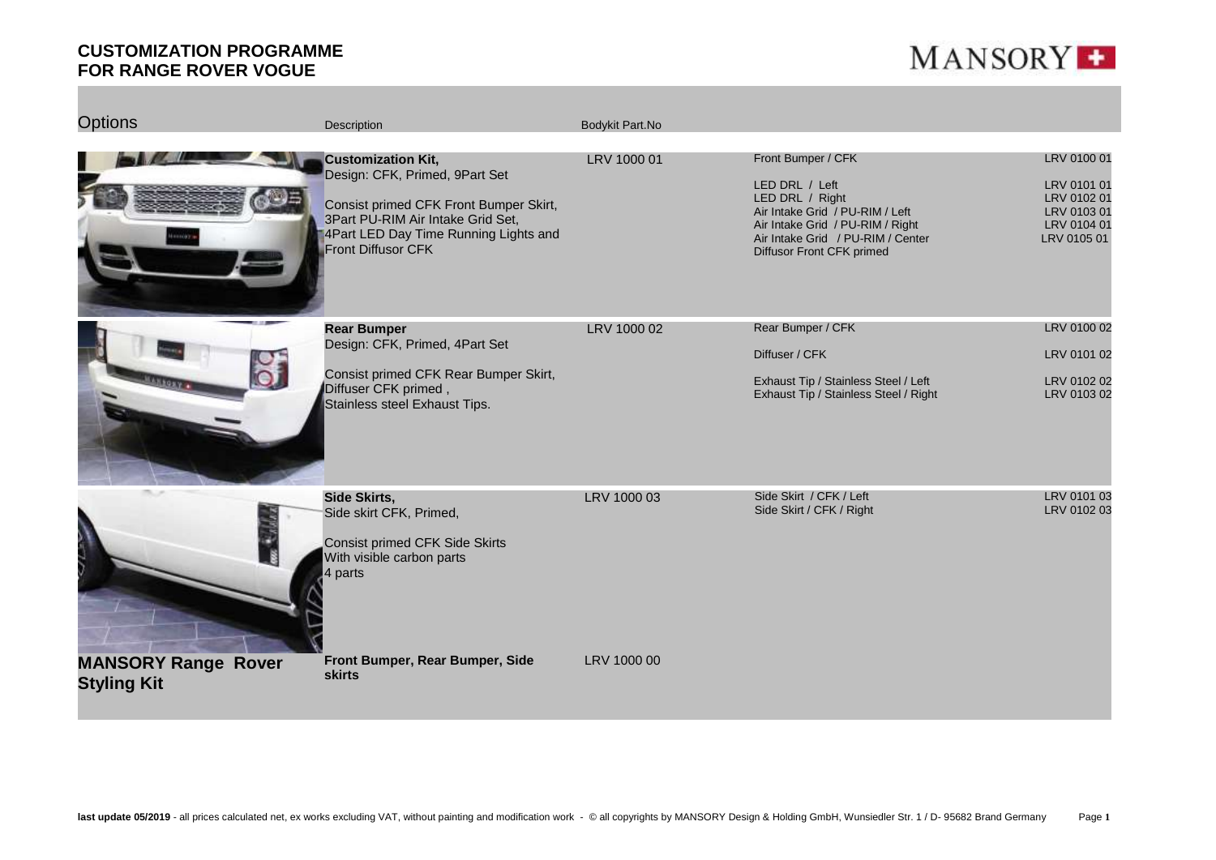# CUSTOMIZATION PROGRAMME FOR RANGE ROVER VOGUE

| Options | Description | Bodykit Part.No | | |
|---|---|---|---|---|
| | **Customization Kit,** Design: CFK, Primed, 9Part Set<br><br>Consist primed CFK Front Bumper Skirt, 3Part PU-RIM Air Intake Grid Set, 4Part LED Day Time Running Lights and Front Diffusor CFK | LRV 1000 01 | Front Bumper / CFK<br><br>LED DRL / Left<br>LED DRL / Right<br>Air Intake Grid / PU-RIM / Left<br>Air Intake Grid / PU-RIM / Right<br>Air Intake Grid / PU-RIM / Center<br>Diffusor Front CFK primed | LRV 0100 01<br><br>LRV 0101 01<br>LRV 0102 01<br>LRV 0103 01<br>LRV 0104 01<br>LRV 0105 01 |
| | **Rear Bumper** Design: CFK, Primed, 4Part Set<br><br>Consist primed CFK Rear Bumper Skirt, Diffuser CFK primed , Stainless steel Exhaust Tips. | LRV 1000 02 | Rear Bumper / CFK<br><br>Diffuser / CFK<br><br>Exhaust Tip / Stainless Steel / Left<br>Exhaust Tip / Stainless Steel / Right | LRV 0100 02<br><br>LRV 0101 02<br><br>LRV 0102 02<br>LRV 0103 02 |
| | **Side Skirts,** Side skirt CFK, Primed,<br><br>Consist primed CFK Side Skirts With visible carbon parts 4 parts | LRV 1000 03 | Side Skirt / CFK / Left<br>Side Skirt / CFK / Right | LRV 0101 03<br>LRV 0102 03 |
| **MANSORY Range Rover Styling Kit** | **Front Bumper, Rear Bumper, Side skirts** | LRV 1000 00 | | |

**last update 05/2019** - all prices calculated net, ex works excluding VAT, without painting and modification work - © all copyrights by MANSORY Design & Holding GmbH, Wunsiedler Str. 1 / D- 95682 Brand Germany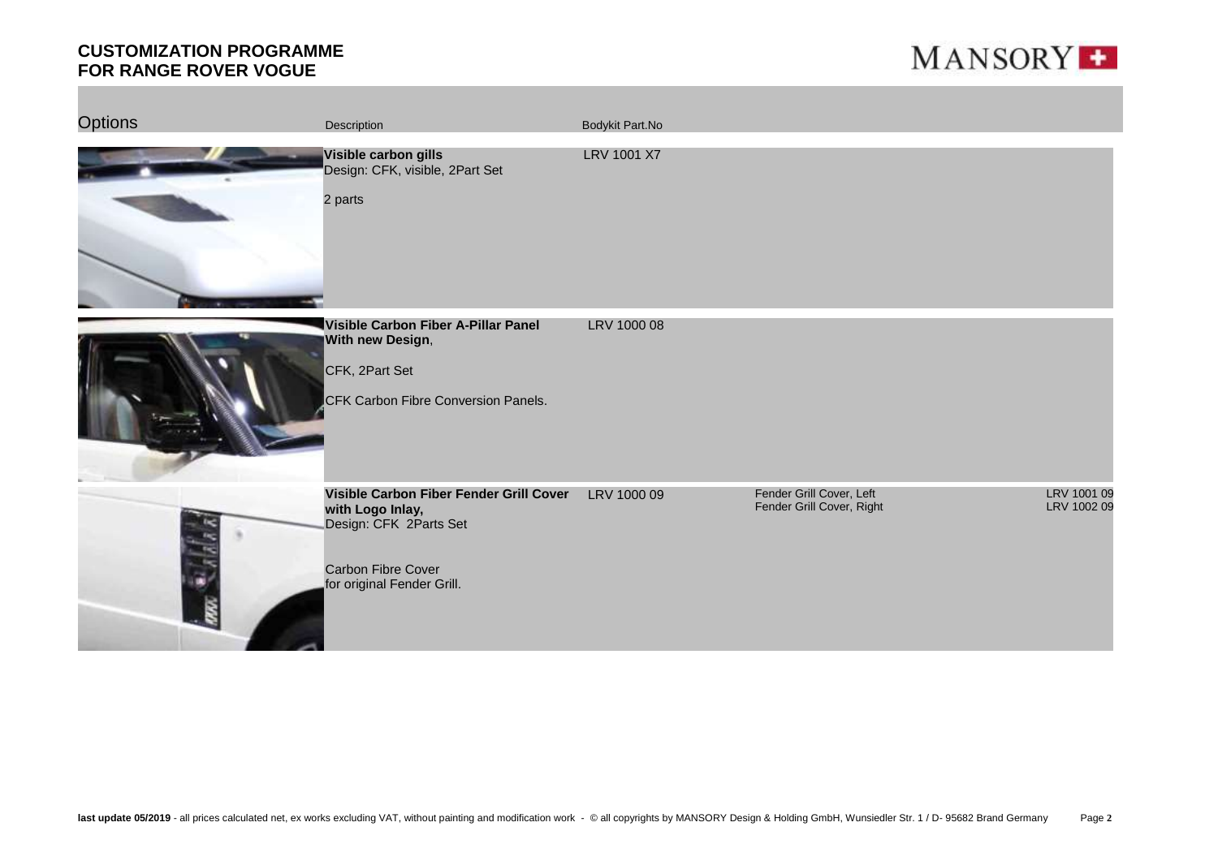# CUSTOMIZATION PROGRAMME FOR RANGE ROVER VOGUE

MANSORY

| Options | Description | Bodykit Part.No | | |
|---|---|---|---|---|
| | **Visible carbon gills**<br>Design: CFK, visible, 2Part Set<br><br>2 parts | LRV 1001 X7 | | |
| | **Visible Carbon Fiber A-Pillar Panel With new Design**,<br><br>CFK, 2Part Set<br><br>CFK Carbon Fibre Conversion Panels. | LRV 1000 08 | | |
| | **Visible Carbon Fiber Fender Grill Cover with Logo Inlay,**<br>Design: CFK 2Parts Set<br><br>Carbon Fibre Cover<br>for original Fender Grill. | LRV 1000 09 | Fender Grill Cover, Left<br>Fender Grill Cover, Right | LRV 1001 09<br>LRV 1002 09 |

**last update 05/2019** - all prices calculated net, ex works excluding VAT, without painting and modification work - © all copyrights by MANSORY Design & Holding GmbH, Wunsiedler Str. 1 / D- 95682 Brand Germany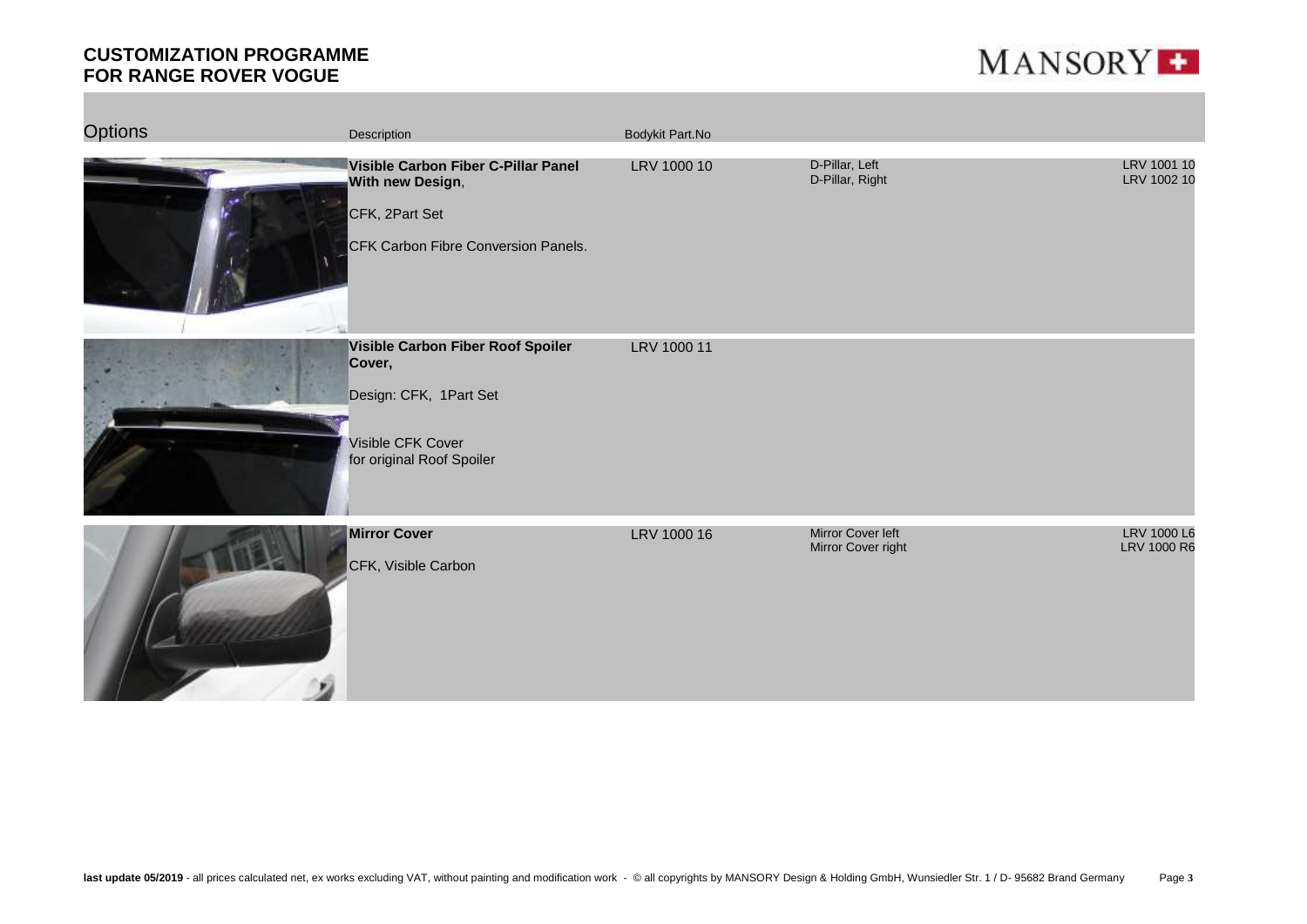# CUSTOMIZATION PROGRAMME FOR RANGE ROVER VOGUE

MANSORY

| Options | Description | Bodykit Part.No | | |
|---|---|---|---|---|
| | **Visible Carbon Fiber C-Pillar Panel With new Design**,<br><br>CFK, 2Part Set<br><br>CFK Carbon Fibre Conversion Panels. | LRV 1000 10 | D-Pillar, Left<br>D-Pillar, Right | LRV 1001 10<br>LRV 1002 10 |
| | **Visible Carbon Fiber Roof Spoiler Cover,**<br><br>Design: CFK, 1Part Set<br><br>Visible CFK Cover for original Roof Spoiler | LRV 1000 11 | | |
| | **Mirror Cover**<br><br>CFK, Visible Carbon | LRV 1000 16 | Mirror Cover left<br>Mirror Cover right | LRV 1000 L6<br>LRV 1000 R6 |

**last update 05/2019** - all prices calculated net, ex works excluding VAT, without painting and modification work - © all copyrights by MANSORY Design & Holding GmbH, Wunsiedler Str. 1 / D- 95682 Brand Germany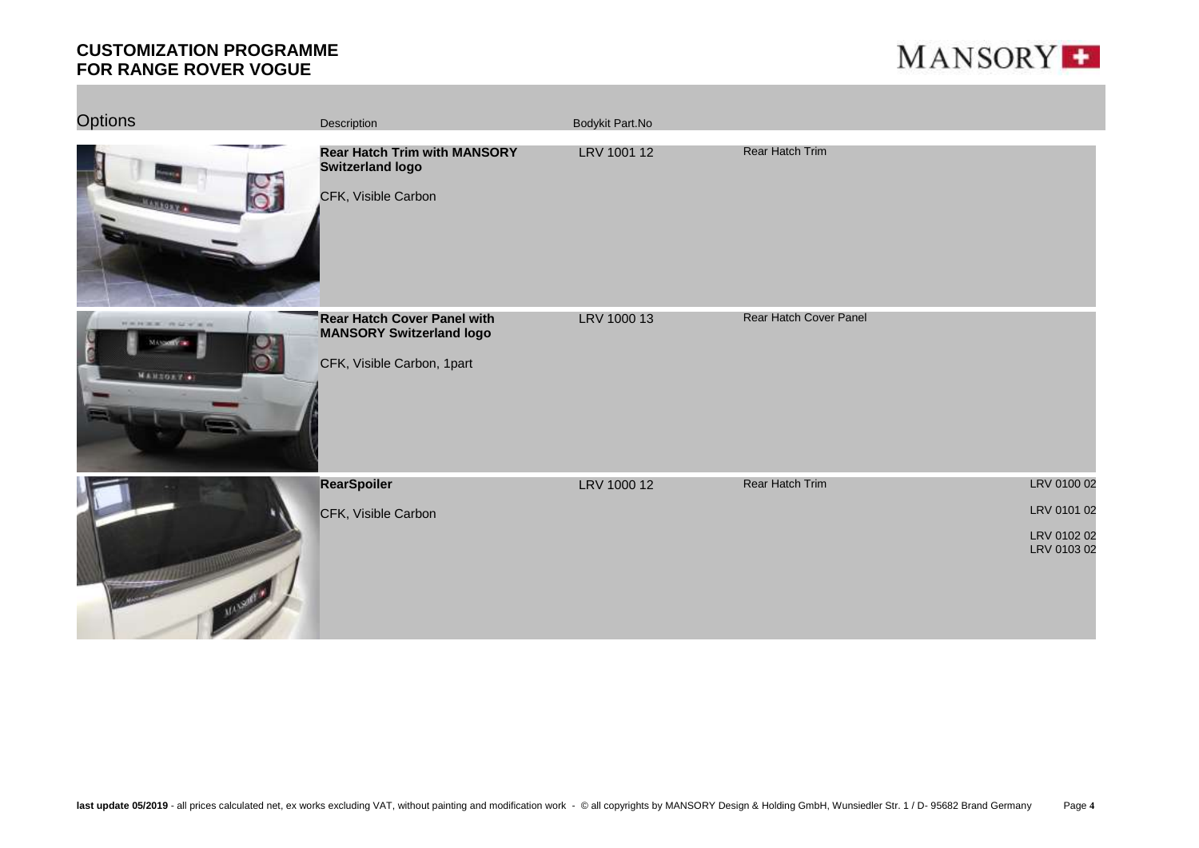# CUSTOMIZATION PROGRAMME
# FOR RANGE ROVER VOGUE

| Options | Description | Bodykit Part.No | | |
|---|---|---|---|---|
| | **Rear Hatch Trim with MANSORY Switzerland logo**<br><br>CFK, Visible Carbon | LRV 1001 12 | Rear Hatch Trim | |
| | **Rear Hatch Cover Panel with MANSORY Switzerland logo**<br><br>CFK, Visible Carbon, 1part | LRV 1000 13 | Rear Hatch Cover Panel | |
| | **RearSpoiler**<br><br>CFK, Visible Carbon | LRV 1000 12 | Rear Hatch Trim | LRV 0100 02<br>LRV 0101 02<br>LRV 0102 02<br>LRV 0103 02 |

**last update 05/2019** - all prices calculated net, ex works excluding VAT, without painting and modification work - © all copyrights by MANSORY Design & Holding GmbH, Wunsiedler Str. 1 / D- 95682 Brand Germany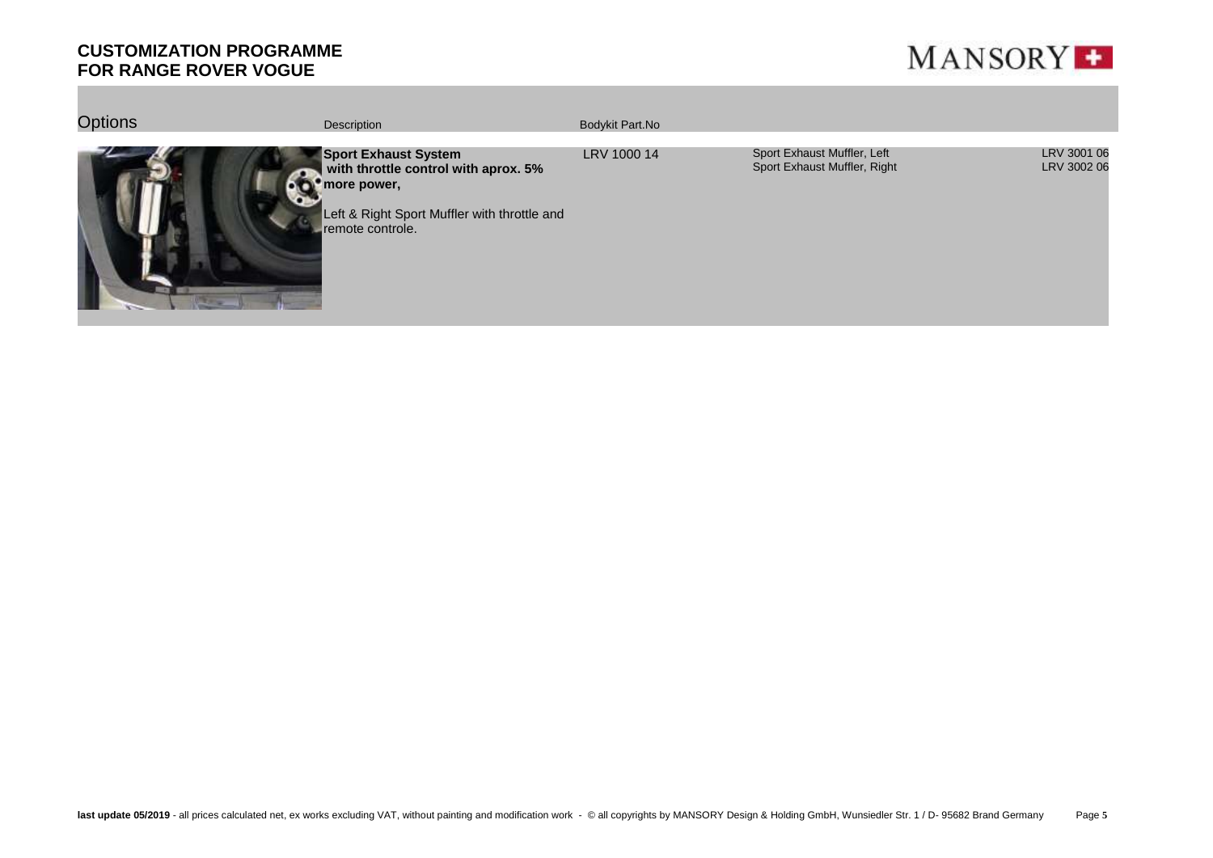# CUSTOMIZATION PROGRAMME FOR RANGE ROVER VOGUE

MANSORY

| Options | Description | Bodykit Part.No | | |
|---|---|---|---|---|
| | **Sport Exhaust System with throttle control with aprox. 5% more power,**<br><br>Left & Right Sport Muffler with throttle and remote controle. | LRV 1000 14 | Sport Exhaust Muffler, Left<br>Sport Exhaust Muffler, Right | LRV 3001 06<br>LRV 3002 06 |

**last update 05/2019** - all prices calculated net, ex works excluding VAT, without painting and modification work - © all copyrights by MANSORY Design & Holding GmbH, Wunsiedler Str. 1 / D- 95682 Brand Germany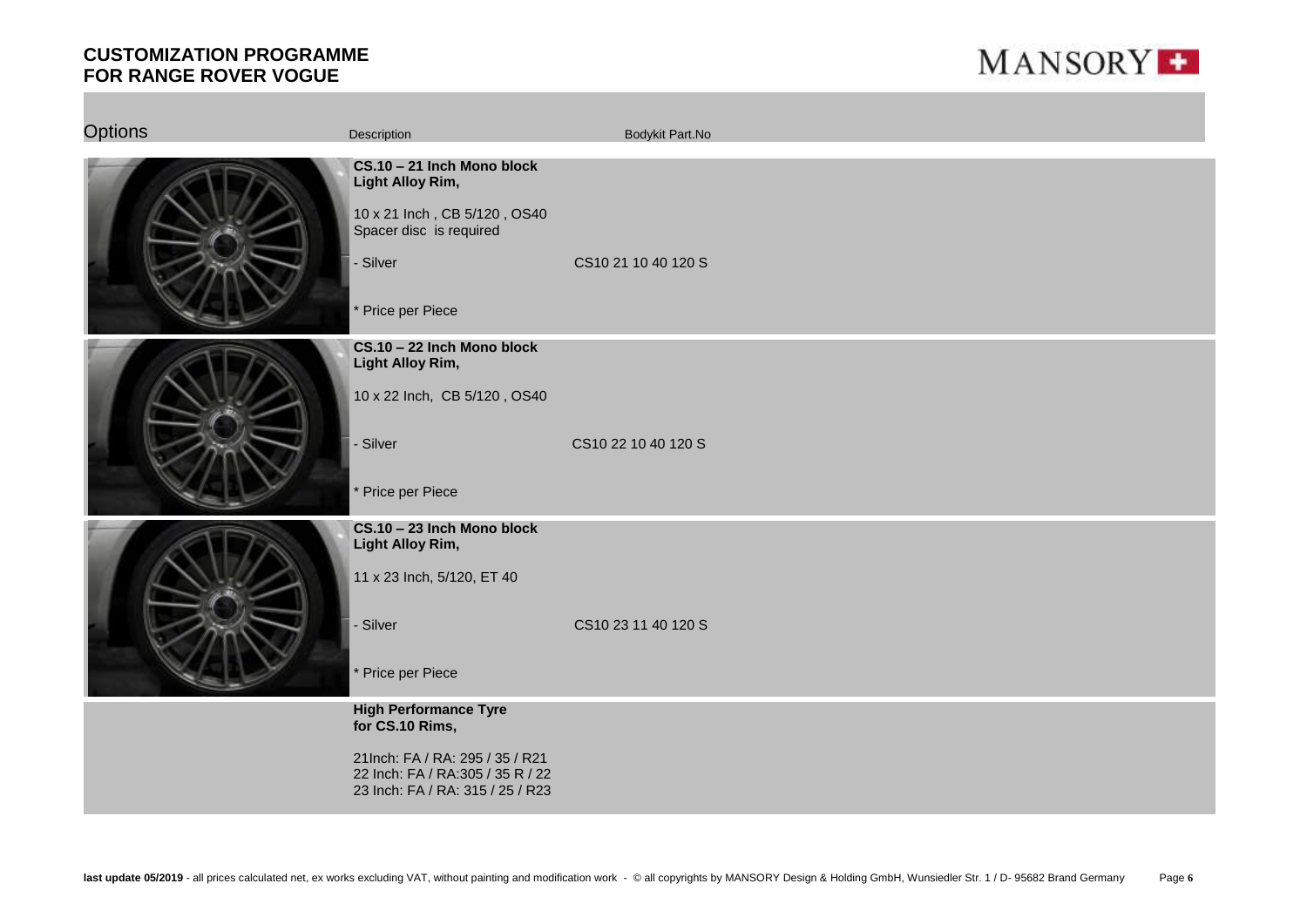# CUSTOMIZATION PROGRAMME FOR RANGE ROVER VOGUE

| Options | Description | Bodykit Part.No |
| --- | --- | --- |
| | **CS.10 – 21 Inch Mono block Light Alloy Rim,** | |
| | 10 x 21 Inch , CB 5/120 , OS40 Spacer disc is required | |
| | - Silver | CS10 21 10 40 120 S |
| | * Price per Piece | |
| | **CS.10 – 22 Inch Mono block Light Alloy Rim,** | |
| | 10 x 22 Inch, CB 5/120 , OS40 | |
| | - Silver | CS10 22 10 40 120 S |
| | * Price per Piece | |
| | **CS.10 – 23 Inch Mono block Light Alloy Rim,** | |
| | 11 x 23 Inch, 5/120, ET 40 | |
| | - Silver | CS10 23 11 40 120 S |
| | * Price per Piece | |
| | **High Performance Tyre for CS.10 Rims,** | |
| | 21Inch: FA / RA: 295 / 35 / R21<br>22 Inch: FA / RA:305 / 35 R / 22<br>23 Inch: FA / RA: 315 / 25 / R23 | |

**last update 05/2019** - all prices calculated net, ex works excluding VAT, without painting and modification work - © all copyrights by MANSORY Design & Holding GmbH, Wunsiedler Str. 1 / D- 95682 Brand Germany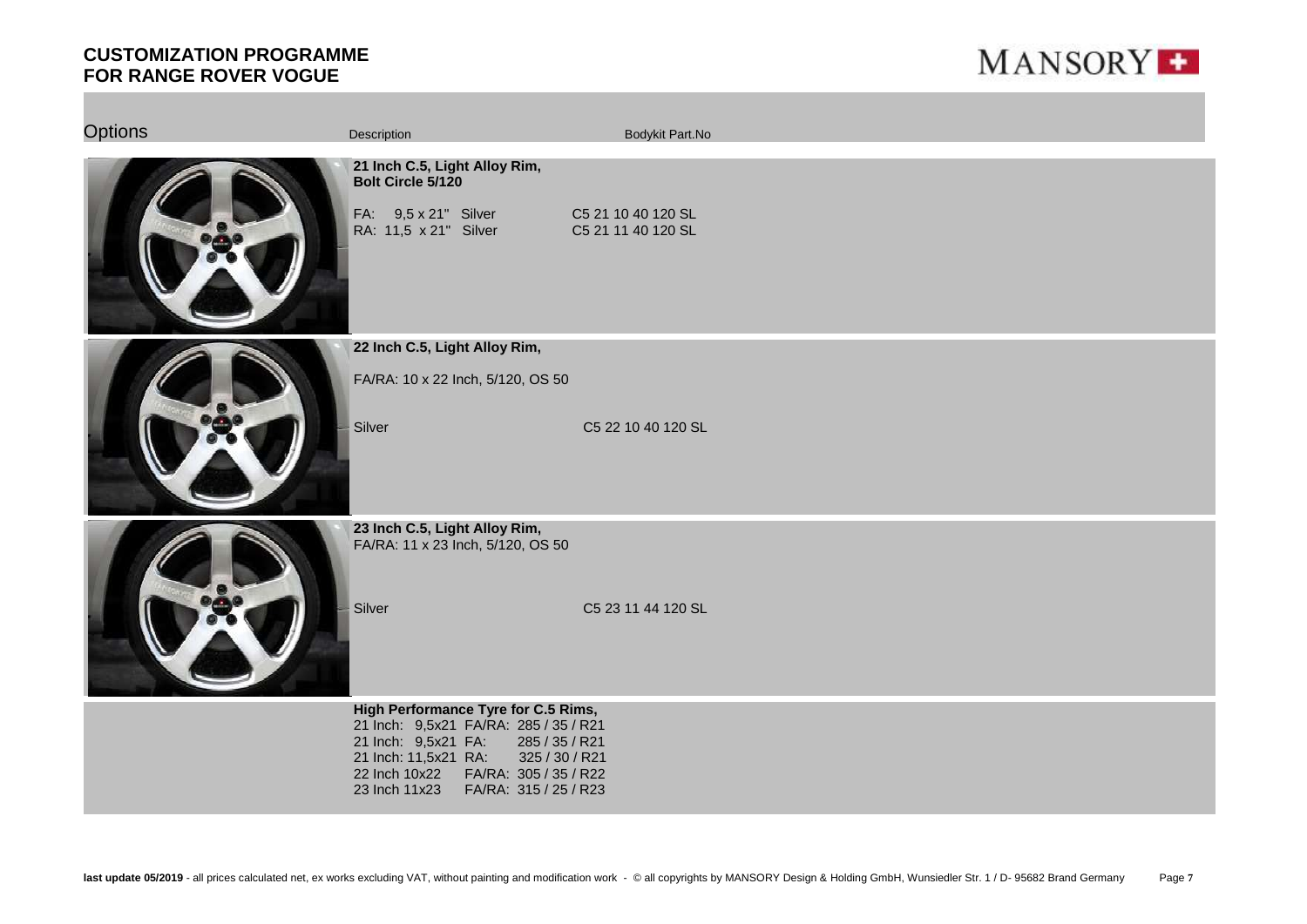**CUSTOMIZATION PROGRAMME**
**FOR RANGE ROVER VOGUE**

MANSORY

| Options | Description | Bodykit Part.No |
| --- | --- | --- |
| | **21 Inch C.5, Light Alloy Rim, Bolt Circle 5/120** | |
| | FA: 9,5 x 21" Silver | C5 21 10 40 120 SL |
| | RA: 11,5 x 21" Silver | C5 21 11 40 120 SL |
| | **22 Inch C.5, Light Alloy Rim,** | |
| | FA/RA: 10 x 22 Inch, 5/120, OS 50 | |
| | Silver | C5 22 10 40 120 SL |
| | **23 Inch C.5, Light Alloy Rim,** | |
| | FA/RA: 11 x 23 Inch, 5/120, OS 50 | |
| | Silver | C5 23 11 44 120 SL |
| | **High Performance Tyre for C.5 Rims,** | |
| | 21 Inch: 9,5x21 FA/RA: 285 / 35 / R21 | |
| | 21 Inch: 9,5x21 FA: 285 / 35 / R21 | |
| | 21 Inch: 11,5x21 RA: 325 / 30 / R21 | |
| | 22 Inch 10x22 FA/RA: 305 / 35 / R22 | |
| | 23 Inch 11x23 FA/RA: 315 / 25 / R23 | |

**last update 05/2019** - all prices calculated net, ex works excluding VAT, without painting and modification work - © all copyrights by MANSORY Design & Holding GmbH, Wunsiedler Str. 1 / D- 95682 Brand Germany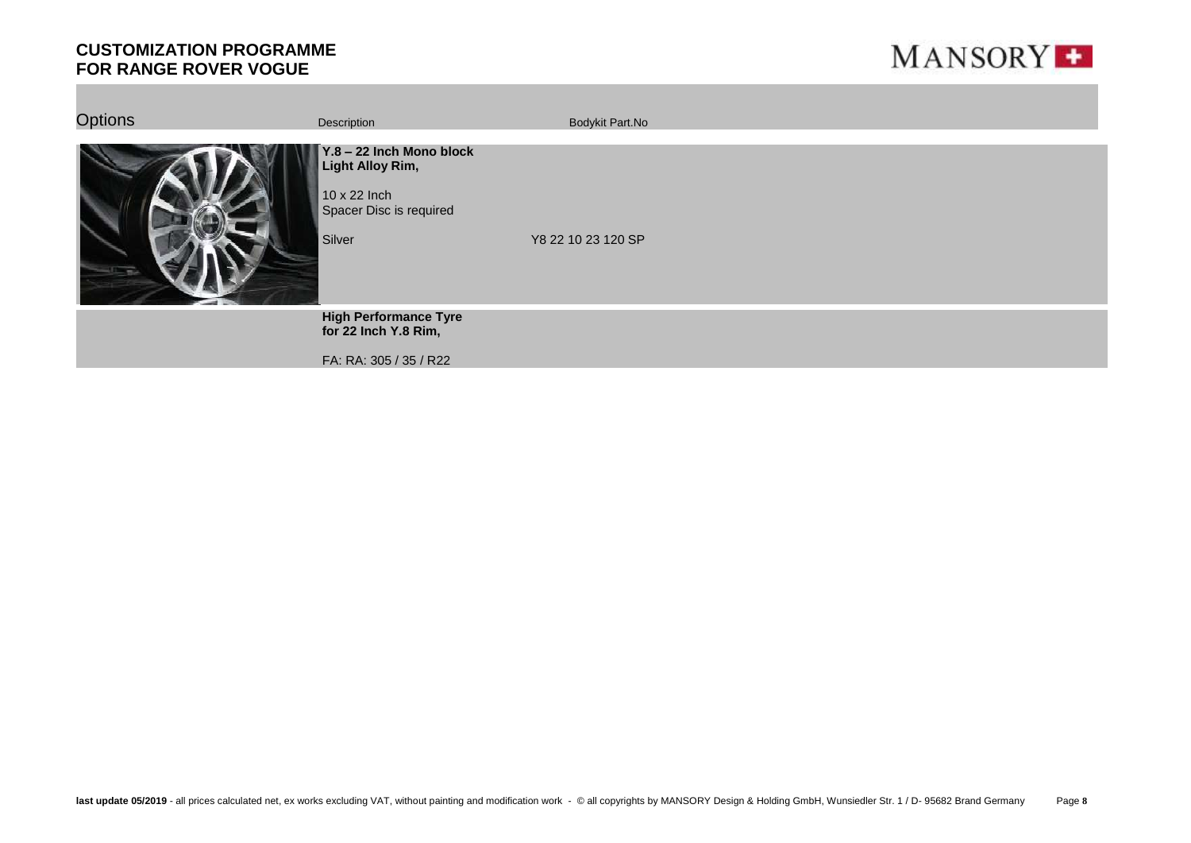# CUSTOMIZATION PROGRAMME FOR RANGE ROVER VOGUE

| Options | Description | Bodykit Part.No |
|---|---|---|
| | **Y.8 – 22 Inch Mono block Light Alloy Rim,**<br><br>10 x 22 Inch<br>Spacer Disc is required<br><br>Silver | <br><br><br><br><br><br>Y8 22 10 23 120 SP |
| | **High Performance Tyre for 22 Inch Y.8 Rim,**<br><br>FA: RA: 305 / 35 / R22 | |

**last update 05/2019** - all prices calculated net, ex works excluding VAT, without painting and modification work - © all copyrights by MANSORY Design & Holding GmbH, Wunsiedler Str. 1 / D- 95682 Brand Germany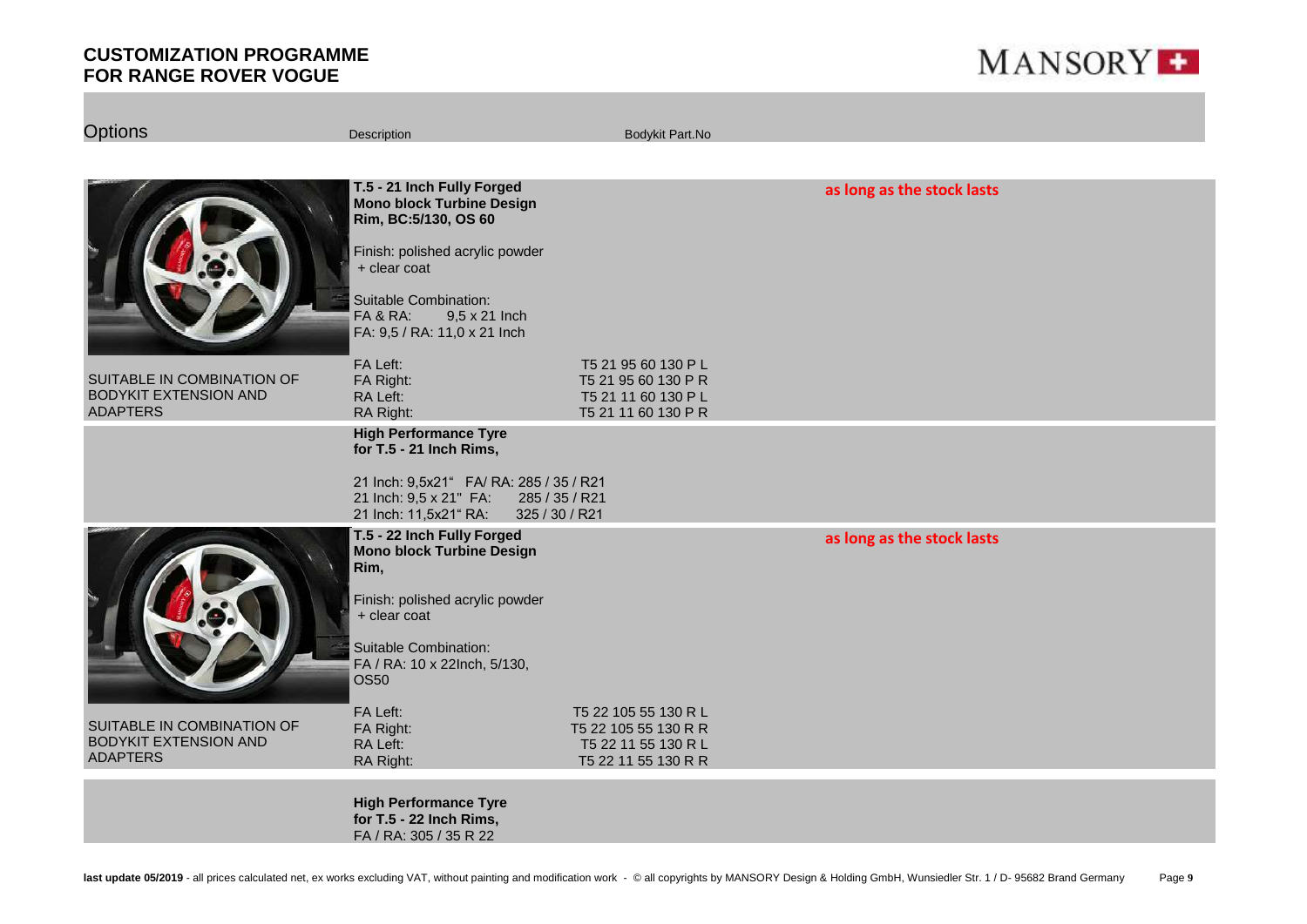# CUSTOMIZATION PROGRAMME FOR RANGE ROVER VOGUE

MANSORY

| Options | Description | Bodykit Part.No | |
|---|---|---|---|
| | **T.5 - 21 Inch Fully Forged Mono block Turbine Design Rim, BC:5/130, OS 60**<br><br>Finish: polished acrylic powder + clear coat<br><br>Suitable Combination:<br>FA & RA: 9,5 x 21 Inch<br>FA: 9,5 / RA: 11,0 x 21 Inch | | **as long as the stock lasts** |
| SUITABLE IN COMBINATION OF BODYKIT EXTENSION AND ADAPTERS | FA Left:<br>FA Right:<br>RA Left:<br>RA Right: | T5 21 95 60 130 P L<br>T5 21 95 60 130 P R<br>T5 21 11 60 130 P L<br>T5 21 11 60 130 P R | |
| | **High Performance Tyre for T.5 - 21 Inch Rims,**<br><br>21 Inch: 9,5x21" FA/ RA: 285 / 35 / R21<br>21 Inch: 9,5 x 21" FA: 285 / 35 / R21<br>21 Inch: 11,5x21" RA: 325 / 30 / R21 | | |
| | **T.5 - 22 Inch Fully Forged Mono block Turbine Design Rim,**<br><br>Finish: polished acrylic powder + clear coat<br><br>Suitable Combination:<br>FA / RA: 10 x 22Inch, 5/130, OS50 | | **as long as the stock lasts** |
| SUITABLE IN COMBINATION OF BODYKIT EXTENSION AND ADAPTERS | FA Left:<br>FA Right:<br>RA Left:<br>RA Right: | T5 22 105 55 130 R L<br>T5 22 105 55 130 R R<br>T5 22 11 55 130 R L<br>T5 22 11 55 130 R R | |
| | **High Performance Tyre for T.5 - 22 Inch Rims,**<br>FA / RA: 305 / 35 R 22 | | |

**last update 05/2019** - all prices calculated net, ex works excluding VAT, without painting and modification work - © all copyrights by MANSORY Design & Holding GmbH, Wunsiedler Str. 1 / D- 95682 Brand Germany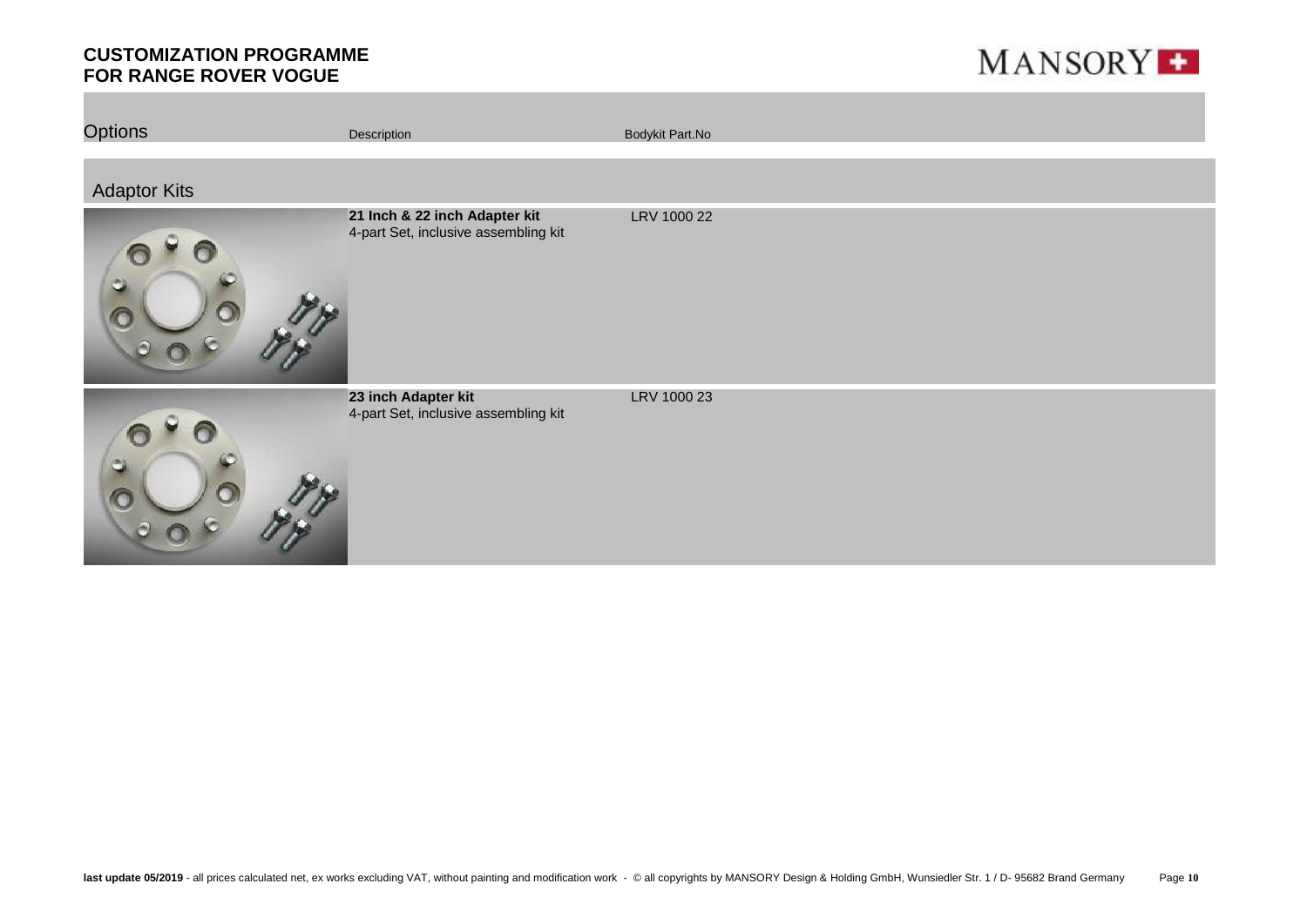# CUSTOMIZATION PROGRAMME FOR RANGE ROVER VOGUE

| Options | Description | Bodykit Part.No |
| --- | --- | --- |
| **Adaptor Kits** | | |
| | **21 Inch & 22 inch Adapter kit**<br>4-part Set, inclusive assembling kit | LRV 1000 22 |
| | **23 inch Adapter kit**<br>4-part Set, inclusive assembling kit | LRV 1000 23 |

**last update 05/2019** - all prices calculated net, ex works excluding VAT, without painting and modification work - © all copyrights by MANSORY Design & Holding GmbH, Wunsiedler Str. 1 / D- 95682 Brand Germany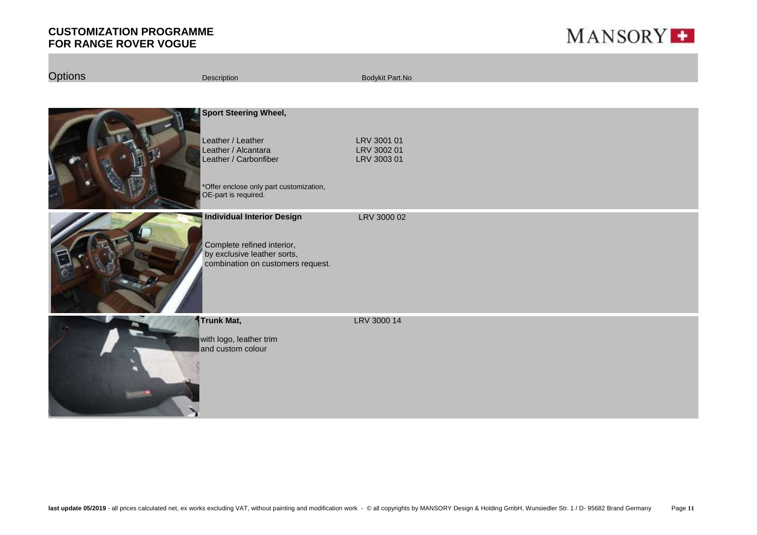# CUSTOMIZATION PROGRAMME FOR RANGE ROVER VOGUE

| Options | Description | Bodykit Part.No |
|---|---|---|
| | **Sport Steering Wheel,** | |
| | Leather / Leather | LRV 3001 01 |
| | Leather / Alcantara | LRV 3002 01 |
| | Leather / Carbonfiber | LRV 3003 01 |
| | *Offer enclose only part customization, OE-part is required. | |
| | **Individual Interior Design** | LRV 3000 02 |
| | Complete refined interior, by exclusive leather sorts, combination on customers request. | |
| | **Trunk Mat,** | LRV 3000 14 |
| | with logo, leather trim and custom colour | |

**last update 05/2019** - all prices calculated net, ex works excluding VAT, without painting and modification work - © all copyrights by MANSORY Design & Holding GmbH, Wunsiedler Str. 1 / D- 95682 Brand Germany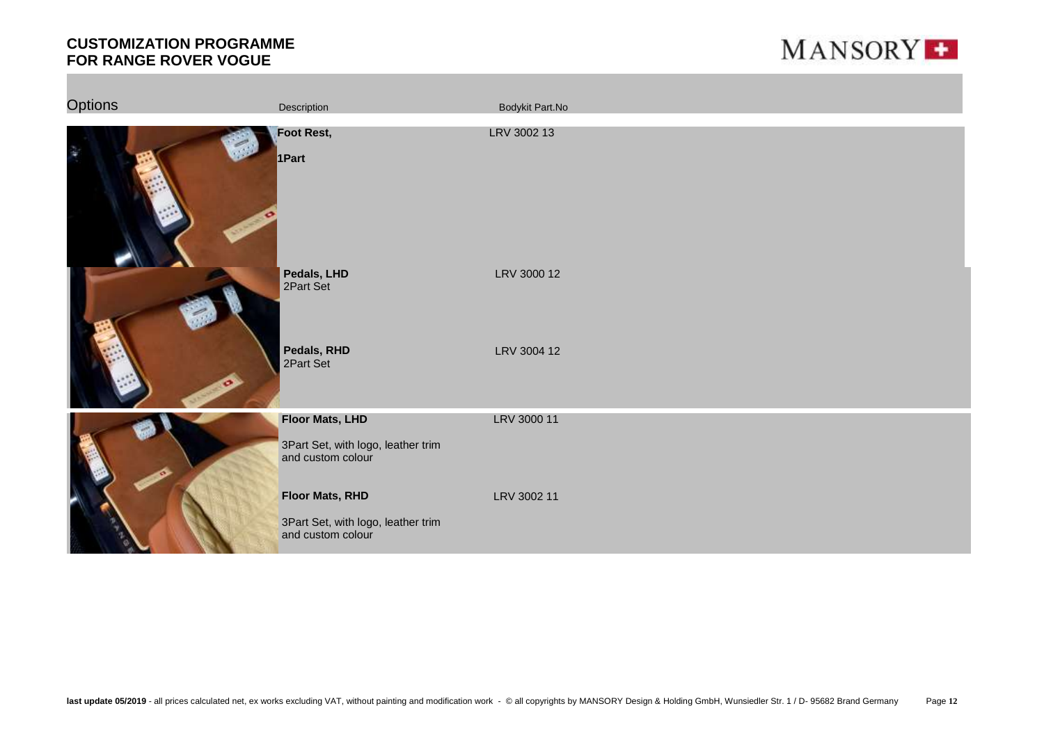## CUSTOMIZATION PROGRAMME FOR RANGE ROVER VOGUE

MANSORY

| Options | Description | Bodykit Part.No |
|---|---|---|
| | **Foot Rest,** **1Part** | LRV 3002 13 |
| | **Pedals, LHD** 2Part Set | LRV 3000 12 |
| | **Pedals, RHD** 2Part Set | LRV 3004 12 |
| | **Floor Mats, LHD** 3Part Set, with logo, leather trim and custom colour | LRV 3000 11 |
| | **Floor Mats, RHD** 3Part Set, with logo, leather trim and custom colour | LRV 3002 11 |

**last update 05/2019** - all prices calculated net, ex works excluding VAT, without painting and modification work - © all copyrights by MANSORY Design & Holding GmbH, Wunsiedler Str. 1 / D- 95682 Brand Germany